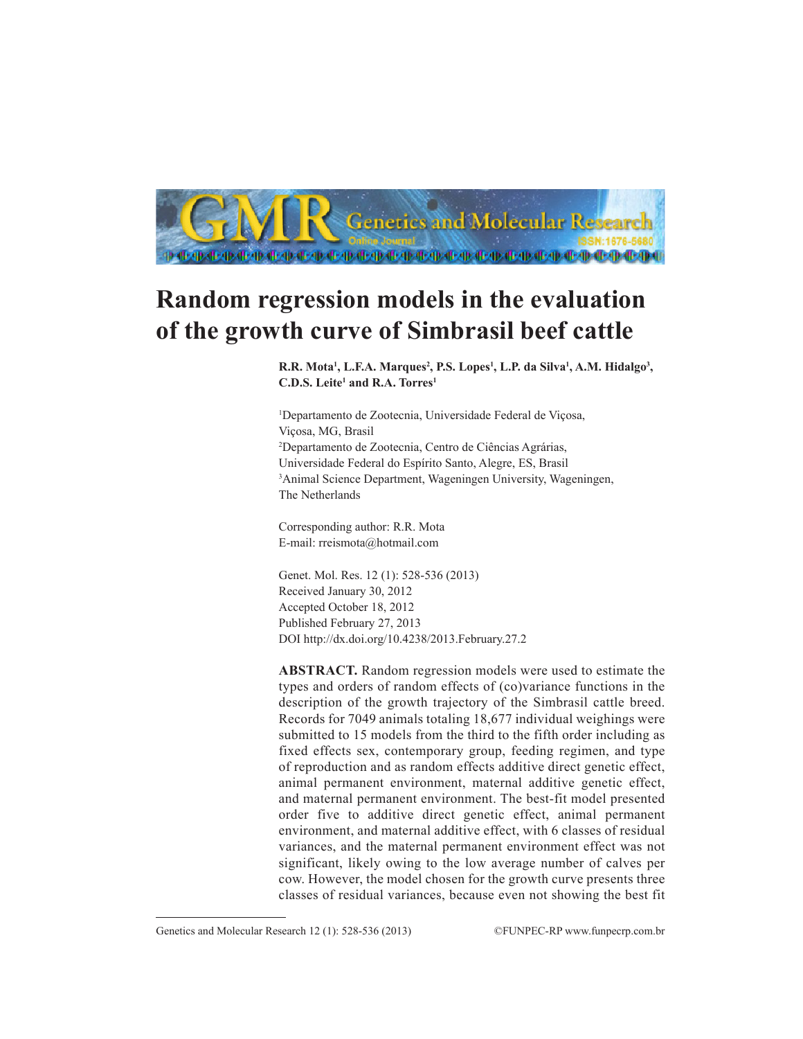# Random regression models in the evaluation of the growth curve of Simbrasil beef cattle

**R.R. Mota[1], L.F.A. Marques[2], P.S. Lopes[1], L.P. da Silva[1], A.M. Hidalgo[3], C.D.S. Leite[1] and R.A. Torres[1]**

[1]Departamento de Zootecnia, Universidade Federal de Viçosa, Viçosa, MG, Brasil
[2]Departamento de Zootecnia, Centro de Ciências Agrárias, Universidade Federal do Espírito Santo, Alegre, ES, Brasil
[3]Animal Science Department, Wageningen University, Wageningen, The Netherlands

Corresponding author: R.R. Mota
E-mail: rreismota@hotmail.com

Genet. Mol. Res. 12 (1): 528-536 (2013)
Received January 30, 2012
Accepted October 18, 2012
Published February 27, 2013
DOI http://dx.doi.org/10.4238/2013.February.27.2

**ABSTRACT.** Random regression models were used to estimate the types and orders of random effects of (co)variance functions in the description of the growth trajectory of the Simbrasil cattle breed. Records for 7049 animals totaling 18,677 individual weighings were submitted to 15 models from the third to the fifth order including as fixed effects sex, contemporary group, feeding regimen, and type of reproduction and as random effects additive direct genetic effect, animal permanent environment, maternal additive genetic effect, and maternal permanent environment. The best-fit model presented order five to additive direct genetic effect, animal permanent environment, and maternal additive effect, with 6 classes of residual variances, and the maternal permanent environment effect was not significant, likely owing to the low average number of calves per cow. However, the model chosen for the growth curve presents three classes of residual variances, because even not showing the best fit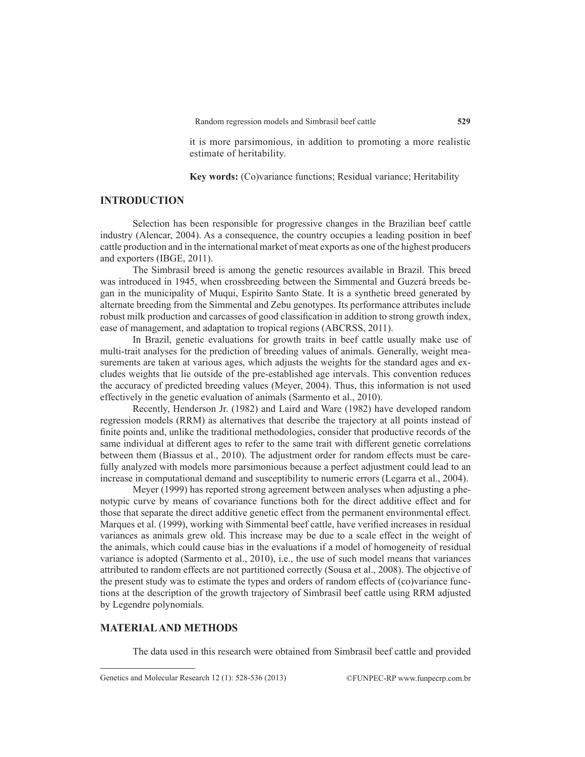it is more parsimonious, in addition to promoting a more realistic estimate of heritability.

**Key words:** (Co)variance functions; Residual variance; Heritability

## INTRODUCTION

Selection has been responsible for progressive changes in the Brazilian beef cattle industry (Alencar, 2004). As a consequence, the country occupies a leading position in beef cattle production and in the international market of meat exports as one of the highest producers and exporters (IBGE, 2011).

The Simbrasil breed is among the genetic resources available in Brazil. This breed was introduced in 1945, when crossbreeding between the Simmental and Guzerá breeds began in the municipality of Muqui, Espírito Santo State. It is a synthetic breed generated by alternate breeding from the Simmental and Zebu genotypes. Its performance attributes include robust milk production and carcasses of good classification in addition to strong growth index, ease of management, and adaptation to tropical regions (ABCRSS, 2011).

In Brazil, genetic evaluations for growth traits in beef cattle usually make use of multi-trait analyses for the prediction of breeding values of animals. Generally, weight measurements are taken at various ages, which adjusts the weights for the standard ages and excludes weights that lie outside of the pre-established age intervals. This convention reduces the accuracy of predicted breeding values (Meyer, 2004). Thus, this information is not used effectively in the genetic evaluation of animals (Sarmento et al., 2010).

Recently, Henderson Jr. (1982) and Laird and Ware (1982) have developed random regression models (RRM) as alternatives that describe the trajectory at all points instead of finite points and, unlike the traditional methodologies, consider that productive records of the same individual at different ages to refer to the same trait with different genetic correlations between them (Biassus et al., 2010). The adjustment order for random effects must be carefully analyzed with models more parsimonious because a perfect adjustment could lead to an increase in computational demand and susceptibility to numeric errors (Legarra et al., 2004).

Meyer (1999) has reported strong agreement between analyses when adjusting a phenotypic curve by means of covariance functions both for the direct additive effect and for those that separate the direct additive genetic effect from the permanent environmental effect. Marques et al. (1999), working with Simmental beef cattle, have verified increases in residual variances as animals grew old. This increase may be due to a scale effect in the weight of the animals, which could cause bias in the evaluations if a model of homogeneity of residual variance is adopted (Sarmento et al., 2010), i.e., the use of such model means that variances attributed to random effects are not partitioned correctly (Sousa et al., 2008). The objective of the present study was to estimate the types and orders of random effects of (co)variance functions at the description of the growth trajectory of Simbrasil beef cattle using RRM adjusted by Legendre polynomials.

## MATERIAL AND METHODS

The data used in this research were obtained from Simbrasil beef cattle and provided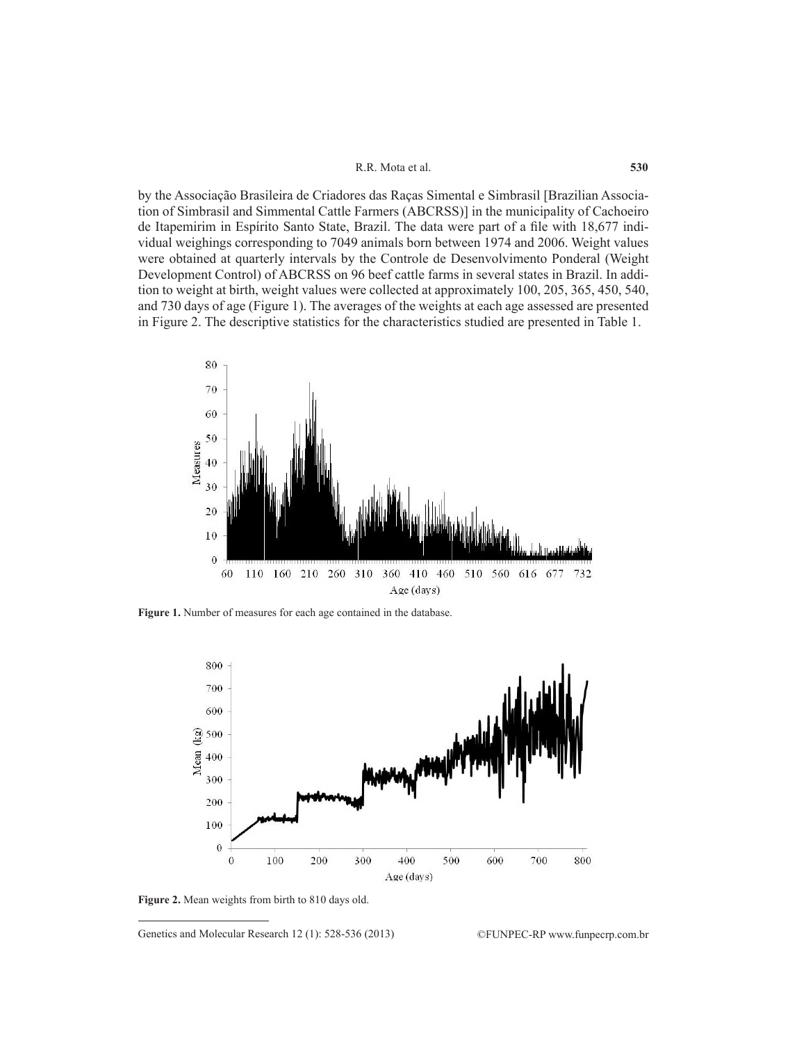by the Associação Brasileira de Criadores das Raças Simental e Simbrasil [Brazilian Association of Simbrasil and Simmental Cattle Farmers (ABCRSS)] in the municipality of Cachoeiro de Itapemirim in Espírito Santo State, Brazil. The data were part of a file with 18,677 individual weighings corresponding to 7049 animals born between 1974 and 2006. Weight values were obtained at quarterly intervals by the Controle de Desenvolvimento Ponderal (Weight Development Control) of ABCRSS on 96 beef cattle farms in several states in Brazil. In addition to weight at birth, weight values were collected at approximately 100, 205, 365, 450, 540, and 730 days of age (Figure 1). The averages of the weights at each age assessed are presented in Figure 2. The descriptive statistics for the characteristics studied are presented in Table 1.

**Figure 1.** Number of measures for each age contained in the database.

**Figure 2.** Mean weights from birth to 810 days old.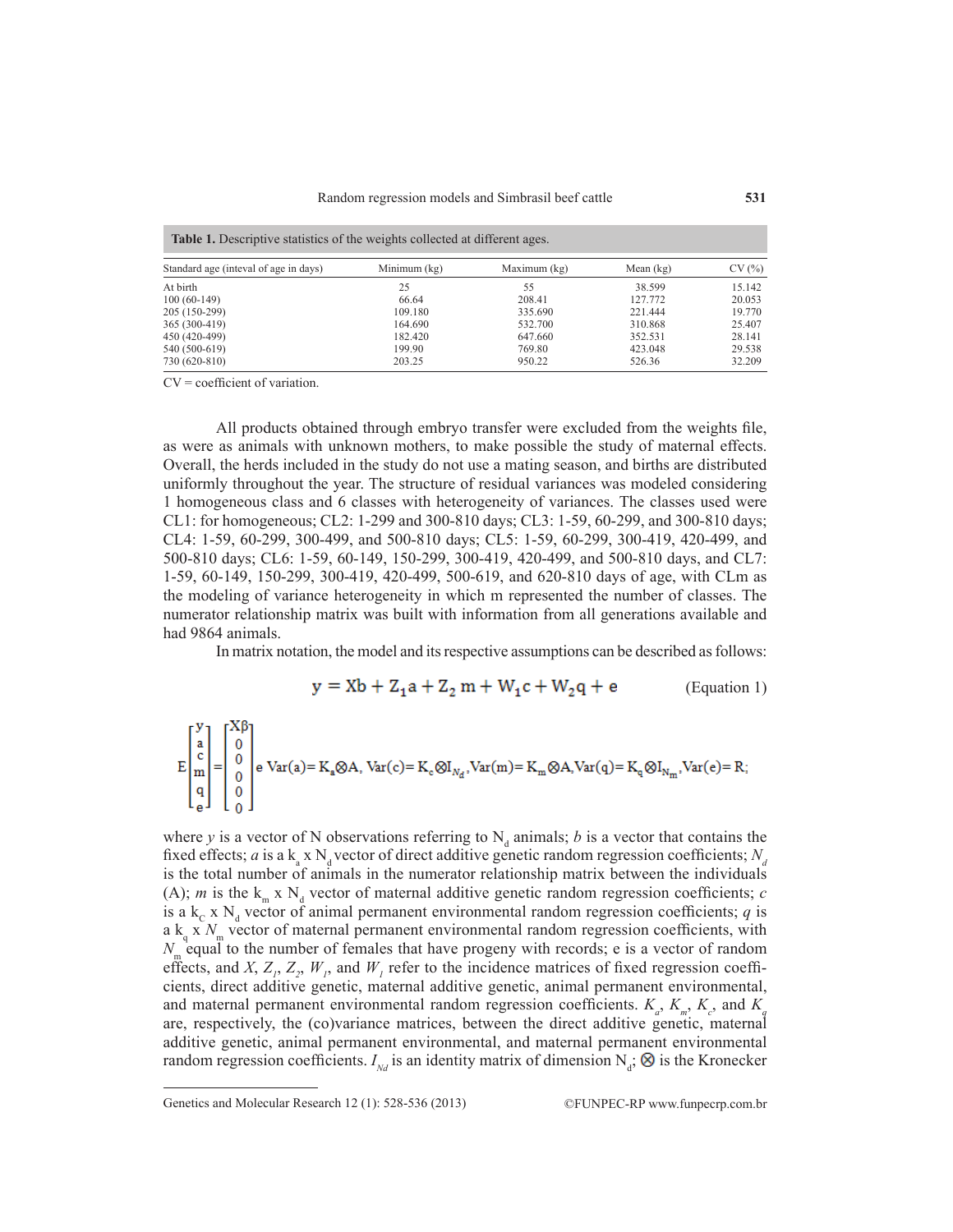**Table 1.** Descriptive statistics of the weights collected at different ages.

| Standard age (inteval of age in days) | Minimum (kg) | Maximum (kg) | Mean (kg) | CV (%) |
|---|---|---|---|---|
| At birth | 25 | 55 | 38.599 | 15.142 |
| 100 (60-149) | 66.64 | 208.41 | 127.772 | 20.053 |
| 205 (150-299) | 109.180 | 335.690 | 221.444 | 19.770 |
| 365 (300-419) | 164.690 | 532.700 | 310.868 | 25.407 |
| 450 (420-499) | 182.420 | 647.660 | 352.531 | 28.141 |
| 540 (500-619) | 199.90 | 769.80 | 423.048 | 29.538 |
| 730 (620-810) | 203.25 | 950.22 | 526.36 | 32.209 |

CV = coefficient of variation.

All products obtained through embryo transfer were excluded from the weights file, as were as animals with unknown mothers, to make possible the study of maternal effects. Overall, the herds included in the study do not use a mating season, and births are distributed uniformly throughout the year. The structure of residual variances was modeled considering 1 homogeneous class and 6 classes with heterogeneity of variances. The classes used were CL1: for homogeneous; CL2: 1-299 and 300-810 days; CL3: 1-59, 60-299, and 300-810 days; CL4: 1-59, 60-299, 300-499, and 500-810 days; CL5: 1-59, 60-299, 300-419, 420-499, and 500-810 days; CL6: 1-59, 60-149, 150-299, 300-419, 420-499, and 500-810 days, and CL7: 1-59, 60-149, 150-299, 300-419, 420-499, 500-619, and 620-810 days of age, with CLm as the modeling of variance heterogeneity in which m represented the number of classes. The numerator relationship matrix was built with information from all generations available and had 9864 animals.

In matrix notation, the model and its respective assumptions can be described as follows:

$$\mathbf{y} = \mathbf{Xb} + \mathbf{Z_1 a} + \mathbf{Z_2\, m} + \mathbf{W_1 c} + \mathbf{W_2 q} + \mathbf{e} \qquad \text{(Equation 1)}$$

$$E\begin{bmatrix} y \\ a \\ c \\ m \\ q \\ e \end{bmatrix} = \begin{bmatrix} X\beta \\ 0 \\ 0 \\ 0 \\ 0 \\ 0 \end{bmatrix} \text{ e } Var(a) = K_a \otimes A,\ Var(c) = K_c \otimes I_{N_d},\ Var(m) = K_m \otimes A,\ Var(q) = K_q \otimes I_{N_m},\ Var(e) = R;$$

where $y$ is a vector of N observations referring to $N_d$ animals; $b$ is a vector that contains the fixed effects; $a$ is a $k_a$ x $N_d$ vector of direct additive genetic random regression coefficients; $N_d$ is the total number of animals in the numerator relationship matrix between the individuals (A); $m$ is the $k_m$ x $N_d$ vector of maternal additive genetic random regression coefficients; $c$ is a $k_C$ x $N_d$ vector of animal permanent environmental random regression coefficients; $q$ is a $k_q$ x $N_m$ vector of maternal permanent environmental random regression coefficients, with $N_m$ equal to the number of females that have progeny with records; e is a vector of random effects, and $X$, $Z_1$, $Z_2$, $W_1$, and $W_1$ refer to the incidence matrices of fixed regression coefficients, direct additive genetic, maternal additive genetic, animal permanent environmental, and maternal permanent environmental random regression coefficients. $K_a$, $K_m$, $K_c$, and $K_q$ are, respectively, the (co)variance matrices, between the direct additive genetic, maternal additive genetic, animal permanent environmental, and maternal permanent environmental random regression coefficients. $I_{Nd}$ is an identity matrix of dimension $N_d$; ⊗ is the Kronecker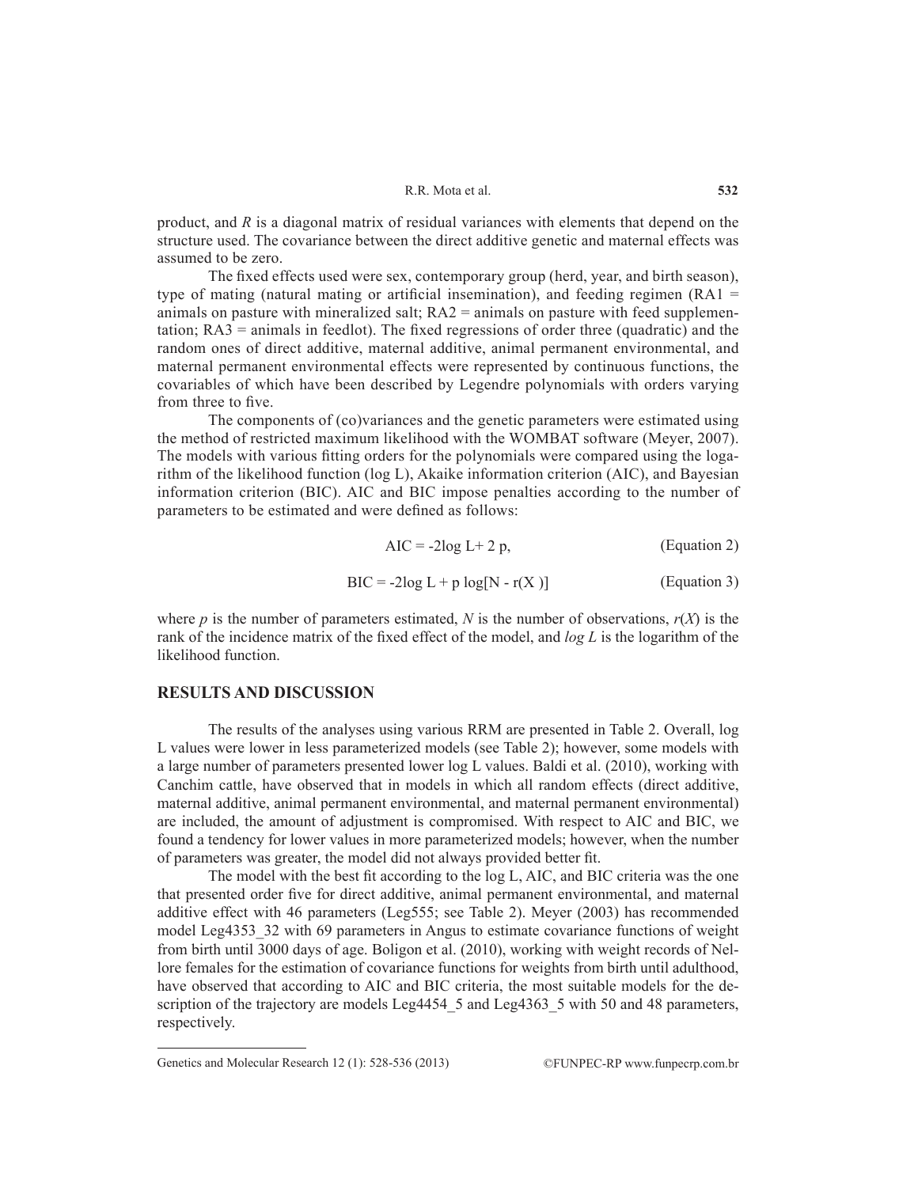product, and $R$ is a diagonal matrix of residual variances with elements that depend on the structure used. The covariance between the direct additive genetic and maternal effects was assumed to be zero.

The fixed effects used were sex, contemporary group (herd, year, and birth season), type of mating (natural mating or artificial insemination), and feeding regimen (RA1 = animals on pasture with mineralized salt; RA2 = animals on pasture with feed supplementation; RA3 = animals in feedlot). The fixed regressions of order three (quadratic) and the random ones of direct additive, maternal additive, animal permanent environmental, and maternal permanent environmental effects were represented by continuous functions, the covariables of which have been described by Legendre polynomials with orders varying from three to five.

The components of (co)variances and the genetic parameters were estimated using the method of restricted maximum likelihood with the WOMBAT software (Meyer, 2007). The models with various fitting orders for the polynomials were compared using the logarithm of the likelihood function (log L), Akaike information criterion (AIC), and Bayesian information criterion (BIC). AIC and BIC impose penalties according to the number of parameters to be estimated and were defined as follows:

$$AIC = -2\log L + 2p, \quad \text{(Equation 2)}$$

$$BIC = -2\log L + p\log[N - r(X)] \quad \text{(Equation 3)}$$

where $p$ is the number of parameters estimated, $N$ is the number of observations, $r(X)$ is the rank of the incidence matrix of the fixed effect of the model, and $\log L$ is the logarithm of the likelihood function.

## RESULTS AND DISCUSSION

The results of the analyses using various RRM are presented in Table 2. Overall, log L values were lower in less parameterized models (see Table 2); however, some models with a large number of parameters presented lower log L values. Baldi et al. (2010), working with Canchim cattle, have observed that in models in which all random effects (direct additive, maternal additive, animal permanent environmental, and maternal permanent environmental) are included, the amount of adjustment is compromised. With respect to AIC and BIC, we found a tendency for lower values in more parameterized models; however, when the number of parameters was greater, the model did not always provided better fit.

The model with the best fit according to the log L, AIC, and BIC criteria was the one that presented order five for direct additive, animal permanent environmental, and maternal additive effect with 46 parameters (Leg555; see Table 2). Meyer (2003) has recommended model Leg4353_32 with 69 parameters in Angus to estimate covariance functions of weight from birth until 3000 days of age. Boligon et al. (2010), working with weight records of Nellore females for the estimation of covariance functions for weights from birth until adulthood, have observed that according to AIC and BIC criteria, the most suitable models for the description of the trajectory are models Leg4454_5 and Leg4363_5 with 50 and 48 parameters, respectively.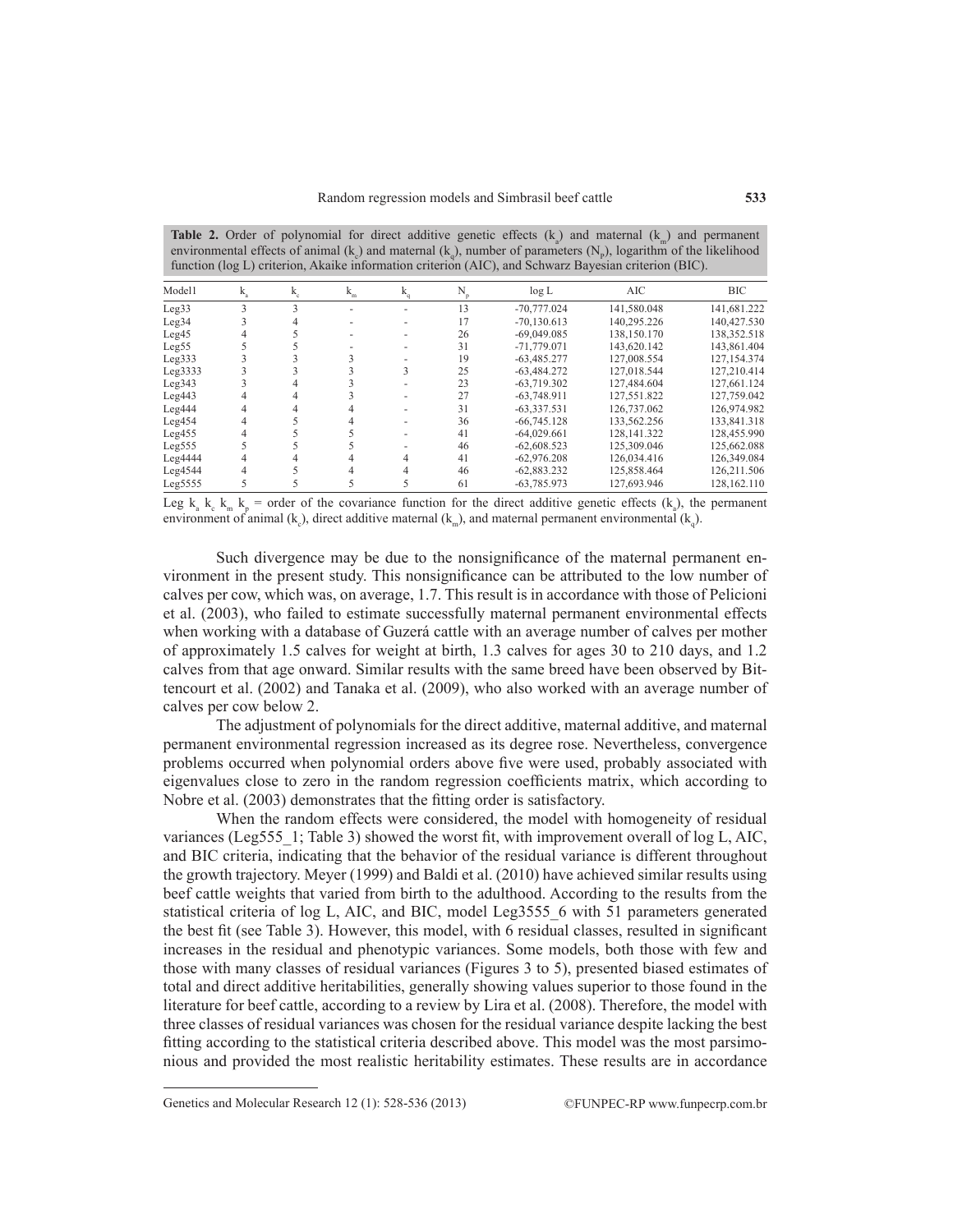**Table 2.** Order of polynomial for direct additive genetic effects ($k_a$) and maternal ($k_m$) and permanent environmental effects of animal ($k_c$) and maternal ($k_q$), number of parameters ($N_p$), logarithm of the likelihood function (log L) criterion, Akaike information criterion (AIC), and Schwarz Bayesian criterion (BIC).

| Model1 | $k_a$ | $k_c$ | $k_m$ | $k_q$ | $N_p$ | log L | AIC | BIC |
|---|---|---|---|---|---|---|---|---|
| Leg33 | 3 | 3 | - | - | 13 | -70,777.024 | 141,580.048 | 141,681.222 |
| Leg34 | 3 | 4 | - | - | 17 | -70,130.613 | 140,295.226 | 140,427.530 |
| Leg45 | 4 | 5 | - | - | 26 | -69,049.085 | 138,150.170 | 138,352.518 |
| Leg55 | 5 | 5 | - | - | 31 | -71,779.071 | 143,620.142 | 143,861.404 |
| Leg333 | 3 | 3 | 3 | - | 19 | -63,485.277 | 127,008.554 | 127,154.374 |
| Leg3333 | 3 | 3 | 3 | 3 | 25 | -63,484.272 | 127,018.544 | 127,210.414 |
| Leg343 | 3 | 4 | 3 | - | 23 | -63,719.302 | 127,484.604 | 127,661.124 |
| Leg443 | 4 | 4 | 3 | - | 27 | -63,748.911 | 127,551.822 | 127,759.042 |
| Leg444 | 4 | 4 | 4 | - | 31 | -63,337.531 | 126,737.062 | 126,974.982 |
| Leg454 | 4 | 5 | 4 | - | 36 | -66,745.128 | 133,562.256 | 133,841.318 |
| Leg455 | 4 | 5 | 5 | - | 41 | -64,029.661 | 128,141.322 | 128,455.990 |
| Leg555 | 5 | 5 | 5 | - | 46 | -62,608.523 | 125,309.046 | 125,662.088 |
| Leg4444 | 4 | 4 | 4 | 4 | 41 | -62,976.208 | 126,034.416 | 126,349.084 |
| Leg4544 | 4 | 5 | 4 | 4 | 46 | -62,883.232 | 125,858.464 | 126,211.506 |
| Leg5555 | 5 | 5 | 5 | 5 | 61 | -63,785.973 | 127,693.946 | 128,162.110 |

Leg $k_a$ $k_c$ $k_m$ $k_p$ = order of the covariance function for the direct additive genetic effects ($k_a$), the permanent environment of animal ($k_c$), direct additive maternal ($k_m$), and maternal permanent environmental ($k_q$).

Such divergence may be due to the nonsignificance of the maternal permanent environment in the present study. This nonsignificance can be attributed to the low number of calves per cow, which was, on average, 1.7. This result is in accordance with those of Pelicioni et al. (2003), who failed to estimate successfully maternal permanent environmental effects when working with a database of Guzerá cattle with an average number of calves per mother of approximately 1.5 calves for weight at birth, 1.3 calves for ages 30 to 210 days, and 1.2 calves from that age onward. Similar results with the same breed have been observed by Bittencourt et al. (2002) and Tanaka et al. (2009), who also worked with an average number of calves per cow below 2.

The adjustment of polynomials for the direct additive, maternal additive, and maternal permanent environmental regression increased as its degree rose. Nevertheless, convergence problems occurred when polynomial orders above five were used, probably associated with eigenvalues close to zero in the random regression coefficients matrix, which according to Nobre et al. (2003) demonstrates that the fitting order is satisfactory.

When the random effects were considered, the model with homogeneity of residual variances (Leg555_1; Table 3) showed the worst fit, with improvement overall of log L, AIC, and BIC criteria, indicating that the behavior of the residual variance is different throughout the growth trajectory. Meyer (1999) and Baldi et al. (2010) have achieved similar results using beef cattle weights that varied from birth to the adulthood. According to the results from the statistical criteria of log L, AIC, and BIC, model Leg3555_6 with 51 parameters generated the best fit (see Table 3). However, this model, with 6 residual classes, resulted in significant increases in the residual and phenotypic variances. Some models, both those with few and those with many classes of residual variances (Figures 3 to 5), presented biased estimates of total and direct additive heritabilities, generally showing values superior to those found in the literature for beef cattle, according to a review by Lira et al. (2008). Therefore, the model with three classes of residual variances was chosen for the residual variance despite lacking the best fitting according to the statistical criteria described above. This model was the most parsimonious and provided the most realistic heritability estimates. These results are in accordance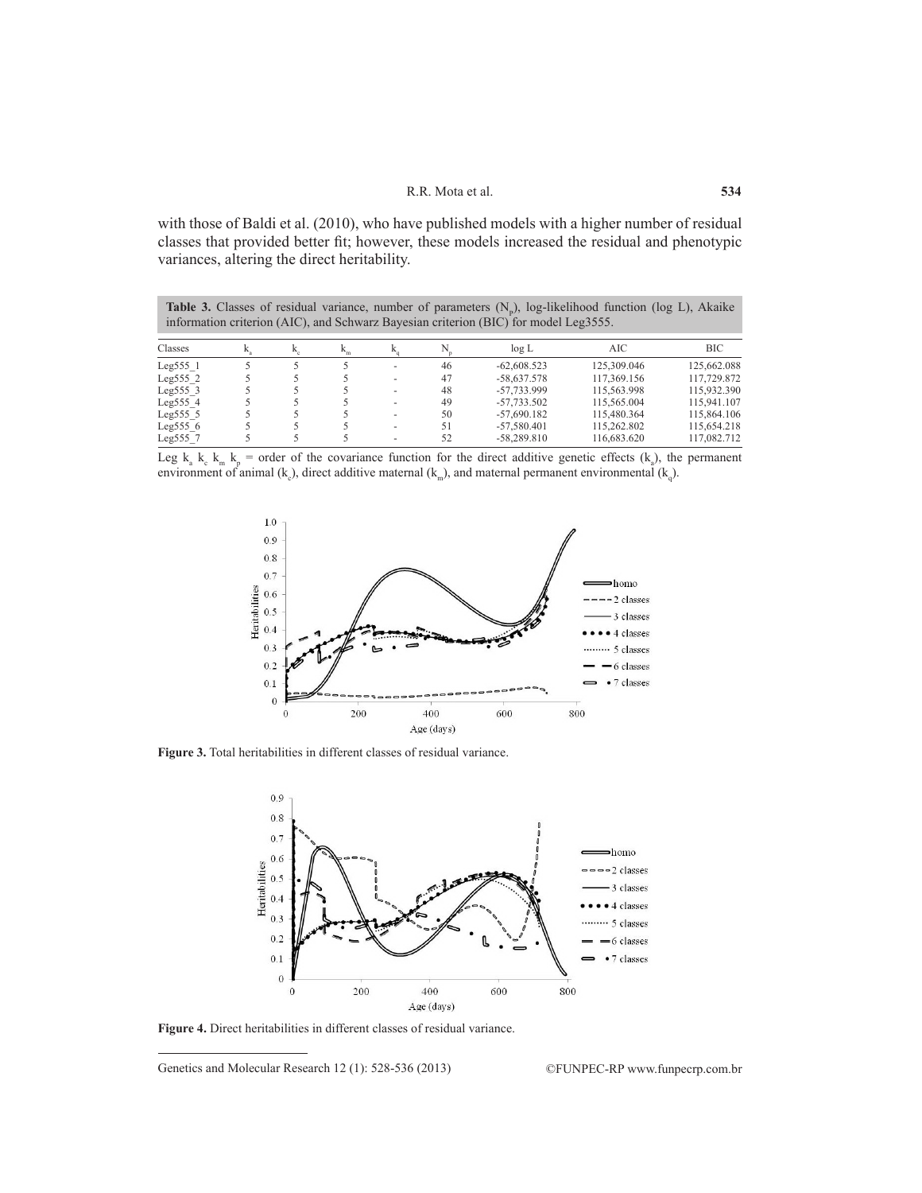with those of Baldi et al. (2010), who have published models with a higher number of residual classes that provided better fit; however, these models increased the residual and phenotypic variances, altering the direct heritability.

**Table 3.** Classes of residual variance, number of parameters ($N_p$), log-likelihood function (log L), Akaike information criterion (AIC), and Schwarz Bayesian criterion (BIC) for model Leg3555.

| Classes | $k_a$ | $k_c$ | $k_m$ | $k_q$ | $N_p$ | log L | AIC | BIC |
|---|---|---|---|---|---|---|---|---|
| Leg555_1 | 5 | 5 | 5 | - | 46 | -62,608.523 | 125,309.046 | 125,662.088 |
| Leg555_2 | 5 | 5 | 5 | - | 47 | -58,637.578 | 117,369.156 | 117,729.872 |
| Leg555_3 | 5 | 5 | 5 | - | 48 | -57,733.999 | 115,563.998 | 115,932.390 |
| Leg555_4 | 5 | 5 | 5 | - | 49 | -57,733.502 | 115,565.004 | 115,941.107 |
| Leg555_5 | 5 | 5 | 5 | - | 50 | -57,690.182 | 115,480.364 | 115,864.106 |
| Leg555_6 | 5 | 5 | 5 | - | 51 | -57,580.401 | 115,262.802 | 115,654.218 |
| Leg555_7 | 5 | 5 | 5 | - | 52 | -58,289.810 | 116,683.620 | 117,082.712 |

Leg $k_a$ $k_c$ $k_m$ $k_p$ = order of the covariance function for the direct additive genetic effects ($k_a$), the permanent environment of animal ($k_c$), direct additive maternal ($k_m$), and maternal permanent environmental ($k_q$).

**Figure 3.** Total heritabilities in different classes of residual variance.

**Figure 4.** Direct heritabilities in different classes of residual variance.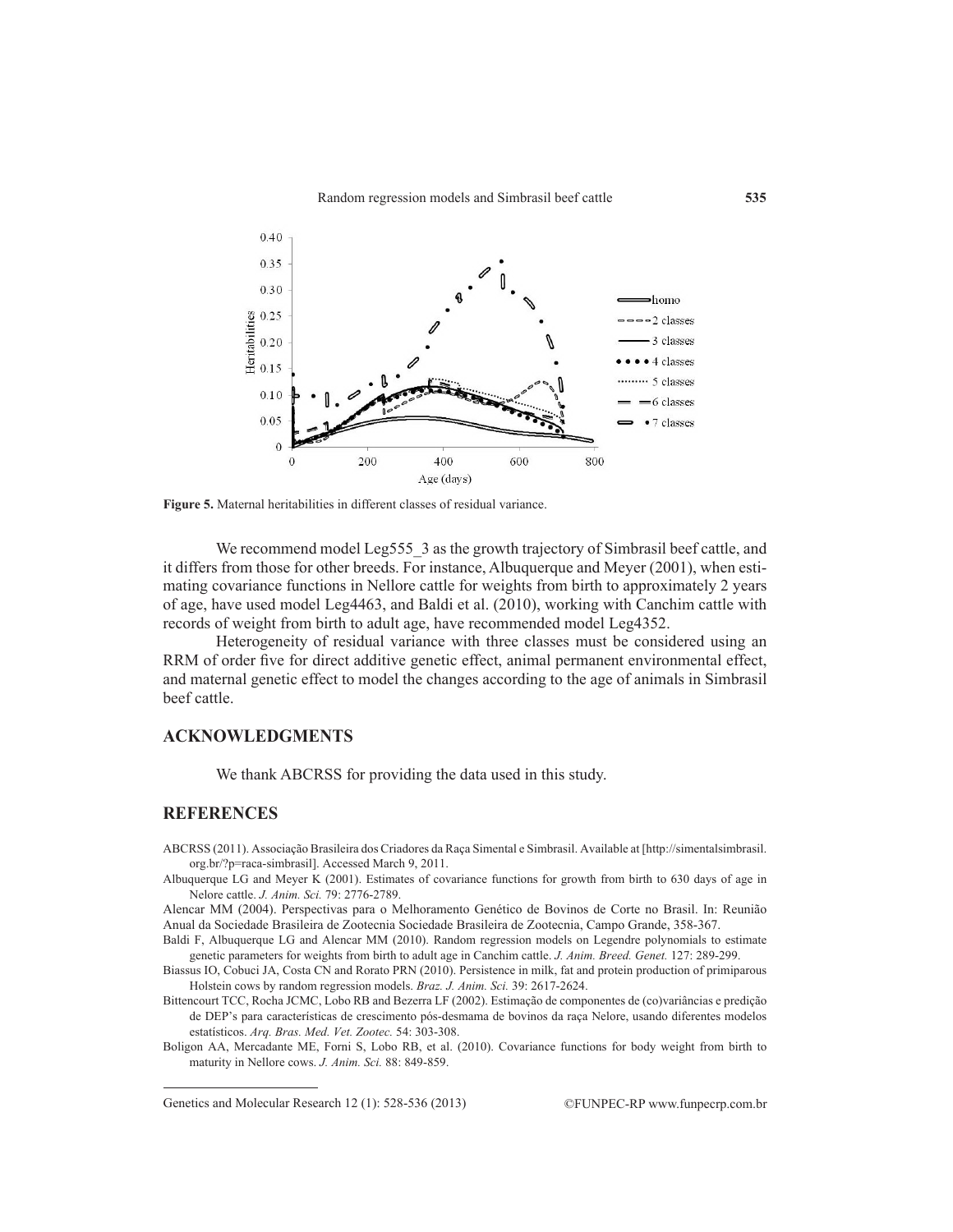Figure 5. Maternal heritabilities in different classes of residual variance.

We recommend model Leg555_3 as the growth trajectory of Simbrasil beef cattle, and it differs from those for other breeds. For instance, Albuquerque and Meyer (2001), when estimating covariance functions in Nellore cattle for weights from birth to approximately 2 years of age, have used model Leg4463, and Baldi et al. (2010), working with Canchim cattle with records of weight from birth to adult age, have recommended model Leg4352.

Heterogeneity of residual variance with three classes must be considered using an RRM of order five for direct additive genetic effect, animal permanent environmental effect, and maternal genetic effect to model the changes according to the age of animals in Simbrasil beef cattle.

## ACKNOWLEDGMENTS

We thank ABCRSS for providing the data used in this study.

## REFERENCES

ABCRSS (2011). Associação Brasileira dos Criadores da Raça Simental e Simbrasil. Available at [http://simentalsimbrasil.org.br/?p=raca-simbrasil]. Accessed March 9, 2011.

Albuquerque LG and Meyer K (2001). Estimates of covariance functions for growth from birth to 630 days of age in Nelore cattle. *J. Anim. Sci.* 79: 2776-2789.

Alencar MM (2004). Perspectivas para o Melhoramento Genético de Bovinos de Corte no Brasil. In: Reunião Anual da Sociedade Brasileira de Zootecnia Sociedade Brasileira de Zootecnia, Campo Grande, 358-367.

Baldi F, Albuquerque LG and Alencar MM (2010). Random regression models on Legendre polynomials to estimate genetic parameters for weights from birth to adult age in Canchim cattle. *J. Anim. Breed. Genet.* 127: 289-299.

Biassus IO, Cobuci JA, Costa CN and Rorato PRN (2010). Persistence in milk, fat and protein production of primiparous Holstein cows by random regression models. *Braz. J. Anim. Sci.* 39: 2617-2624.

Bittencourt TCC, Rocha JCMC, Lobo RB and Bezerra LF (2002). Estimação de componentes de (co)variâncias e predição de DEP's para características de crescimento pós-desmama de bovinos da raça Nelore, usando diferentes modelos estatísticos. *Arq. Bras. Med. Vet. Zootec.* 54: 303-308.

Boligon AA, Mercadante ME, Forni S, Lobo RB, et al. (2010). Covariance functions for body weight from birth to maturity in Nellore cows. *J. Anim. Sci.* 88: 849-859.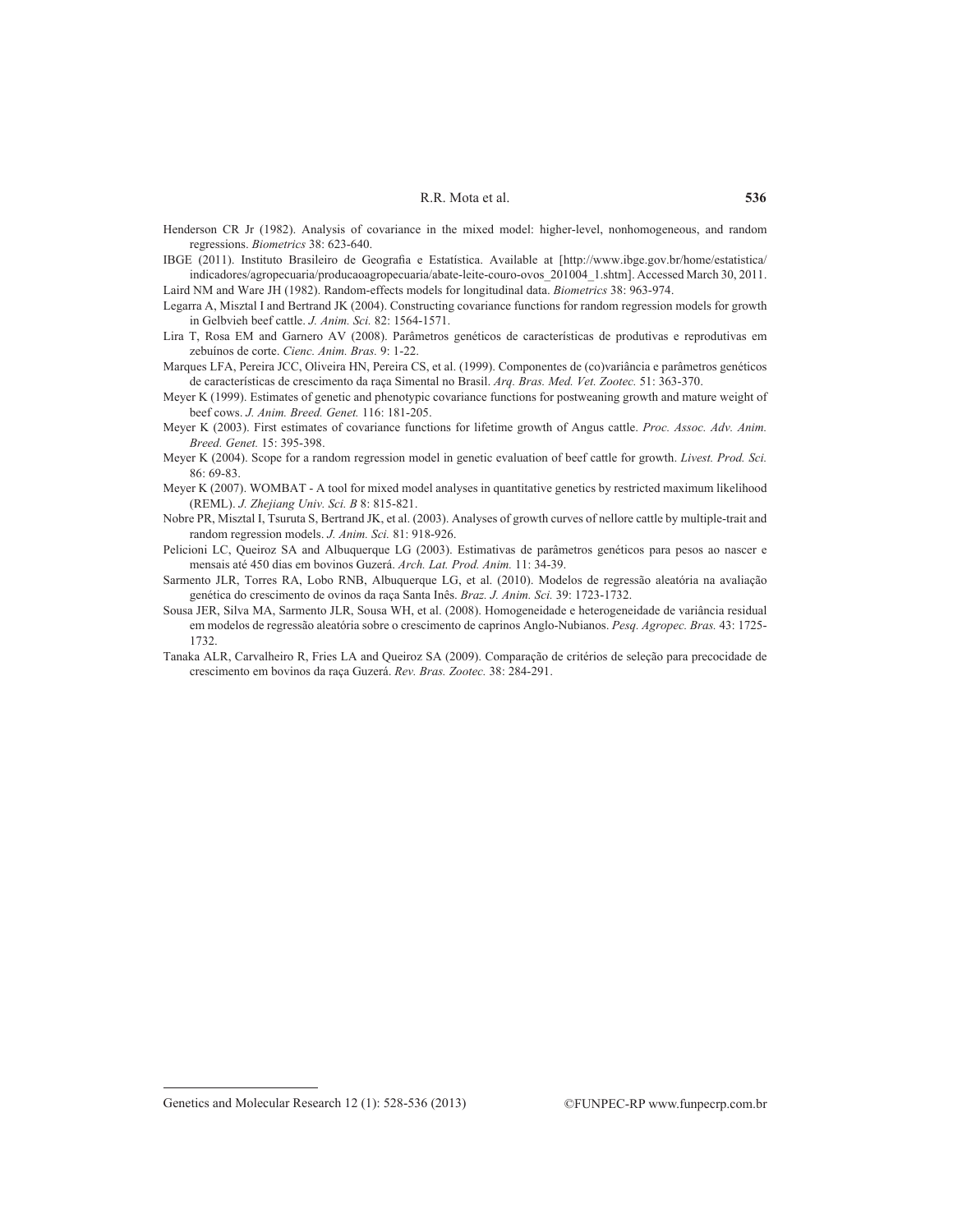Henderson CR Jr (1982). Analysis of covariance in the mixed model: higher-level, nonhomogeneous, and random regressions. *Biometrics* 38: 623-640.

IBGE (2011). Instituto Brasileiro de Geografia e Estatística. Available at [http://www.ibge.gov.br/home/estatistica/indicadores/agropecuaria/producaoagropecuaria/abate-leite-couro-ovos_201004_1.shtm]. Accessed March 30, 2011.

Laird NM and Ware JH (1982). Random-effects models for longitudinal data. *Biometrics* 38: 963-974.

Legarra A, Misztal I and Bertrand JK (2004). Constructing covariance functions for random regression models for growth in Gelbvieh beef cattle. *J. Anim. Sci.* 82: 1564-1571.

Lira T, Rosa EM and Garnero AV (2008). Parâmetros genéticos de características de produtivas e reprodutivas em zebuínos de corte. *Cienc. Anim. Bras.* 9: 1-22.

Marques LFA, Pereira JCC, Oliveira HN, Pereira CS, et al. (1999). Componentes de (co)variância e parâmetros genéticos de características de crescimento da raça Simental no Brasil. *Arq. Bras. Med. Vet. Zootec.* 51: 363-370.

Meyer K (1999). Estimates of genetic and phenotypic covariance functions for postweaning growth and mature weight of beef cows. *J. Anim. Breed. Genet.* 116: 181-205.

Meyer K (2003). First estimates of covariance functions for lifetime growth of Angus cattle. *Proc. Assoc. Adv. Anim. Breed. Genet.* 15: 395-398.

Meyer K (2004). Scope for a random regression model in genetic evaluation of beef cattle for growth. *Livest. Prod. Sci.* 86: 69-83.

Meyer K (2007). WOMBAT - A tool for mixed model analyses in quantitative genetics by restricted maximum likelihood (REML). *J. Zhejiang Univ. Sci. B* 8: 815-821.

Nobre PR, Misztal I, Tsuruta S, Bertrand JK, et al. (2003). Analyses of growth curves of nellore cattle by multiple-trait and random regression models. *J. Anim. Sci.* 81: 918-926.

Pelicioni LC, Queiroz SA and Albuquerque LG (2003). Estimativas de parâmetros genéticos para pesos ao nascer e mensais até 450 dias em bovinos Guzerá. *Arch. Lat. Prod. Anim.* 11: 34-39.

Sarmento JLR, Torres RA, Lobo RNB, Albuquerque LG, et al. (2010). Modelos de regressão aleatória na avaliação genética do crescimento de ovinos da raça Santa Inês. *Braz. J. Anim. Sci.* 39: 1723-1732.

Sousa JER, Silva MA, Sarmento JLR, Sousa WH, et al. (2008). Homogeneidade e heterogeneidade de variância residual em modelos de regressão aleatória sobre o crescimento de caprinos Anglo-Nubianos. *Pesq. Agropec. Bras.* 43: 1725-1732.

Tanaka ALR, Carvalheiro R, Fries LA and Queiroz SA (2009). Comparação de critérios de seleção para precocidade de crescimento em bovinos da raça Guzerá. *Rev. Bras. Zootec.* 38: 284-291.